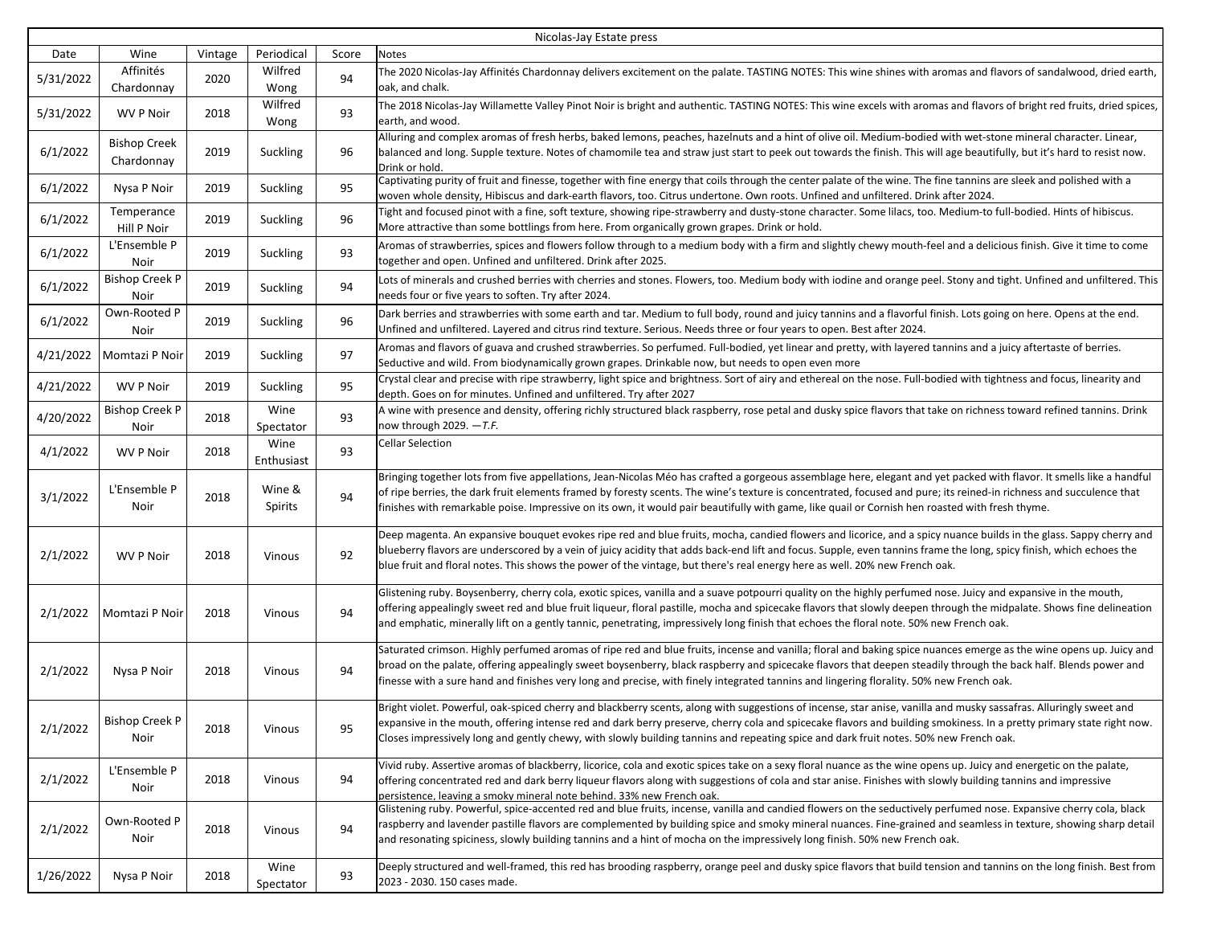| Nicolas-Jay Estate press | | | | | |
|---|---|---|---|---|---|
| Date | Wine | Vintage | Periodical | Score | Notes |
| 5/31/2022 | Affinités Chardonnay | 2020 | Wilfred Wong | 94 | The 2020 Nicolas-Jay Affinités Chardonnay delivers excitement on the palate. TASTING NOTES: This wine shines with aromas and flavors of sandalwood, dried earth, oak, and chalk. |
| 5/31/2022 | WV P Noir | 2018 | Wilfred Wong | 93 | The 2018 Nicolas-Jay Willamette Valley Pinot Noir is bright and authentic. TASTING NOTES: This wine excels with aromas and flavors of bright red fruits, dried spices, earth, and wood. |
| 6/1/2022 | Bishop Creek Chardonnay | 2019 | Suckling | 96 | Alluring and complex aromas of fresh herbs, baked lemons, peaches, hazelnuts and a hint of olive oil. Medium-bodied with wet-stone mineral character. Linear, balanced and long. Supple texture. Notes of chamomile tea and straw just start to peek out towards the finish. This will age beautifully, but it's hard to resist now. Drink or hold. |
| 6/1/2022 | Nysa P Noir | 2019 | Suckling | 95 | Captivating purity of fruit and finesse, together with fine energy that coils through the center palate of the wine. The fine tannins are sleek and polished with a woven whole density, Hibiscus and dark-earth flavors, too. Citrus undertone. Own roots. Unfined and unfiltered. Drink after 2024. |
| 6/1/2022 | Temperance Hill P Noir | 2019 | Suckling | 96 | Tight and focused pinot with a fine, soft texture, showing ripe-strawberry and dusty-stone character. Some lilacs, too. Medium-to full-bodied. Hints of hibiscus. More attractive than some bottlings from here. From organically grown grapes. Drink or hold. |
| 6/1/2022 | L'Ensemble P Noir | 2019 | Suckling | 93 | Aromas of strawberries, spices and flowers follow through to a medium body with a firm and slightly chewy mouth-feel and a delicious finish. Give it time to come together and open. Unfined and unfiltered. Drink after 2025. |
| 6/1/2022 | Bishop Creek P Noir | 2019 | Suckling | 94 | Lots of minerals and crushed berries with cherries and stones. Flowers, too. Medium body with iodine and orange peel. Stony and tight. Unfined and unfiltered. This needs four or five years to soften. Try after 2024. |
| 6/1/2022 | Own-Rooted P Noir | 2019 | Suckling | 96 | Dark berries and strawberries with some earth and tar. Medium to full body, round and juicy tannins and a flavorful finish. Lots going on here. Opens at the end. Unfined and unfiltered. Layered and citrus rind texture. Serious. Needs three or four years to open. Best after 2024. |
| 4/21/2022 | Momtazi P Noir | 2019 | Suckling | 97 | Aromas and flavors of guava and crushed strawberries. So perfumed. Full-bodied, yet linear and pretty, with layered tannins and a juicy aftertaste of berries. Seductive and wild. From biodynamically grown grapes. Drinkable now, but needs to open even more |
| 4/21/2022 | WV P Noir | 2019 | Suckling | 95 | Crystal clear and precise with ripe strawberry, light spice and brightness. Sort of airy and ethereal on the nose. Full-bodied with tightness and focus, linearity and depth. Goes on for minutes. Unfined and unfiltered. Try after 2027 |
| 4/20/2022 | Bishop Creek P Noir | 2018 | Wine Spectator | 93 | A wine with presence and density, offering richly structured black raspberry, rose petal and dusky spice flavors that take on richness toward refined tannins. Drink now through 2029. —*T.F.* |
| 4/1/2022 | WV P Noir | 2018 | Wine Enthusiast | 93 | Cellar Selection |
| 3/1/2022 | L'Ensemble P Noir | 2018 | Wine & Spirits | 94 | Bringing together lots from five appellations, Jean-Nicolas Méo has crafted a gorgeous assemblage here, elegant and yet packed with flavor. It smells like a handful of ripe berries, the dark fruit elements framed by foresty scents. The wine's texture is concentrated, focused and pure; its reined-in richness and succulence that finishes with remarkable poise. Impressive on its own, it would pair beautifully with game, like quail or Cornish hen roasted with fresh thyme. |
| 2/1/2022 | WV P Noir | 2018 | Vinous | 92 | Deep magenta. An expansive bouquet evokes ripe red and blue fruits, mocha, candied flowers and licorice, and a spicy nuance builds in the glass. Sappy cherry and blueberry flavors are underscored by a vein of juicy acidity that adds back-end lift and focus. Supple, even tannins frame the long, spicy finish, which echoes the blue fruit and floral notes. This shows the power of the vintage, but there's real energy here as well. 20% new French oak. |
| 2/1/2022 | Momtazi P Noir | 2018 | Vinous | 94 | Glistening ruby. Boysenberry, cherry cola, exotic spices, vanilla and a suave potpourri quality on the highly perfumed nose. Juicy and expansive in the mouth, offering appealingly sweet red and blue fruit liqueur, floral pastille, mocha and spicecake flavors that slowly deepen through the midpalate. Shows fine delineation and emphatic, minerally lift on a gently tannic, penetrating, impressively long finish that echoes the floral note. 50% new French oak. |
| 2/1/2022 | Nysa P Noir | 2018 | Vinous | 94 | Saturated crimson. Highly perfumed aromas of ripe red and blue fruits, incense and vanilla; floral and baking spice nuances emerge as the wine opens up. Juicy and broad on the palate, offering appealingly sweet boysenberry, black raspberry and spicecake flavors that deepen steadily through the back half. Blends power and finesse with a sure hand and finishes very long and precise, with finely integrated tannins and lingering florality. 50% new French oak. |
| 2/1/2022 | Bishop Creek P Noir | 2018 | Vinous | 95 | Bright violet. Powerful, oak-spiced cherry and blackberry scents, along with suggestions of incense, star anise, vanilla and musky sassafras. Alluringly sweet and expansive in the mouth, offering intense red and dark berry preserve, cherry cola and spicecake flavors and building smokiness. In a pretty primary state right now. Closes impressively long and gently chewy, with slowly building tannins and repeating spice and dark fruit notes. 50% new French oak. |
| 2/1/2022 | L'Ensemble P Noir | 2018 | Vinous | 94 | Vivid ruby. Assertive aromas of blackberry, licorice, cola and exotic spices take on a sexy floral nuance as the wine opens up. Juicy and energetic on the palate, offering concentrated red and dark berry liqueur flavors along with suggestions of cola and star anise. Finishes with slowly building tannins and impressive persistence, leaving a smoky mineral note behind. 33% new French oak. |
| 2/1/2022 | Own-Rooted P Noir | 2018 | Vinous | 94 | Glistening ruby. Powerful, spice-accented red and blue fruits, incense, vanilla and candied flowers on the seductively perfumed nose. Expansive cherry cola, black raspberry and lavender pastille flavors are complemented by building spice and smoky mineral nuances. Fine-grained and seamless in texture, showing sharp detail and resonating spiciness, slowly building tannins and a hint of mocha on the impressively long finish. 50% new French oak. |
| 1/26/2022 | Nysa P Noir | 2018 | Wine Spectator | 93 | Deeply structured and well-framed, this red has brooding raspberry, orange peel and dusky spice flavors that build tension and tannins on the long finish. Best from 2023 - 2030. 150 cases made. |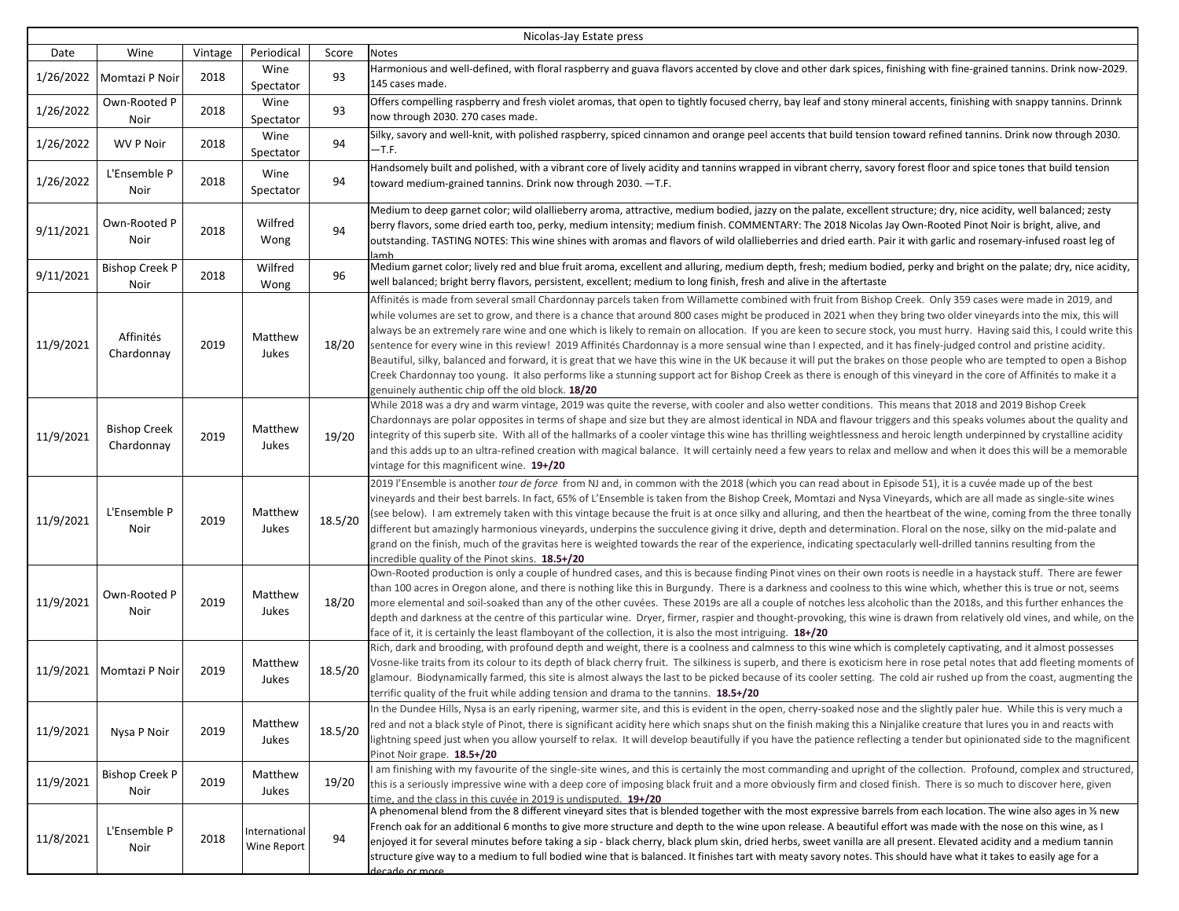| Nicolas-Jay Estate press | | | | | |
|---|---|---|---|---|---|
| Date | Wine | Vintage | Periodical | Score | Notes |
| 1/26/2022 | Momtazi P Noir | 2018 | Wine Spectator | 93 | Harmonious and well-defined, with floral raspberry and guava flavors accented by clove and other dark spices, finishing with fine-grained tannins. Drink now-2029. 145 cases made. |
| 1/26/2022 | Own-Rooted P Noir | 2018 | Wine Spectator | 93 | Offers compelling raspberry and fresh violet aromas, that open to tightly focused cherry, bay leaf and stony mineral accents, finishing with snappy tannins. Drinnk now through 2030. 270 cases made. |
| 1/26/2022 | WV P Noir | 2018 | Wine Spectator | 94 | Silky, savory and well-knit, with polished raspberry, spiced cinnamon and orange peel accents that build tension toward refined tannins. Drink now through 2030. —T.F. |
| 1/26/2022 | L'Ensemble P Noir | 2018 | Wine Spectator | 94 | Handsomely built and polished, with a vibrant core of lively acidity and tannins wrapped in vibrant cherry, savory forest floor and spice tones that build tension toward medium-grained tannins. Drink now through 2030. —T.F. |
| 9/11/2021 | Own-Rooted P Noir | 2018 | Wilfred Wong | 94 | Medium to deep garnet color; wild olallieberry aroma, attractive, medium bodied, jazzy on the palate, excellent structure; dry, nice acidity, well balanced; zesty berry flavors, some dried earth too, perky, medium intensity; medium finish. COMMENTARY: The 2018 Nicolas Jay Own-Rooted Pinot Noir is bright, alive, and outstanding. TASTING NOTES: This wine shines with aromas and flavors of wild olallieberries and dried earth. Pair it with garlic and rosemary-infused roast leg of lamb |
| 9/11/2021 | Bishop Creek P Noir | 2018 | Wilfred Wong | 96 | Medium garnet color; lively red and blue fruit aroma, excellent and alluring, medium depth, fresh; medium bodied, perky and bright on the palate; dry, nice acidity, well balanced; bright berry flavors, persistent, excellent; medium to long finish, fresh and alive in the aftertaste |
| 11/9/2021 | Affinités Chardonnay | 2019 | Matthew Jukes | 18/20 | Affinités is made from several small Chardonnay parcels taken from Willamette combined with fruit from Bishop Creek. Only 359 cases were made in 2019, and while volumes are set to grow, and there is a chance that around 800 cases might be produced in 2021 when they bring two older vineyards into the mix, this will always be an extremely rare wine and one which is likely to remain on allocation. If you are keen to secure stock, you must hurry. Having said this, I could write this sentence for every wine in this review! 2019 Affinités Chardonnay is a more sensual wine than I expected, and it has finely-judged control and pristine acidity. Beautiful, silky, balanced and forward, it is great that we have this wine in the UK because it will put the brakes on those people who are tempted to open a Bishop Creek Chardonnay too young. It also performs like a stunning support act for Bishop Creek as there is enough of this vineyard in the core of Affinités to make it a genuinely authentic chip off the old block. **18/20** |
| 11/9/2021 | Bishop Creek Chardonnay | 2019 | Matthew Jukes | 19/20 | While 2018 was a dry and warm vintage, 2019 was quite the reverse, with cooler and also wetter conditions. This means that 2018 and 2019 Bishop Creek Chardonnays are polar opposites in terms of shape and size but they are almost identical in NDA and flavour triggers and this speaks volumes about the quality and integrity of this superb site. With all of the hallmarks of a cooler vintage this wine has thrilling weightlessness and heroic length underpinned by crystalline acidity and this adds up to an ultra-refined creation with magical balance. It will certainly need a few years to relax and mellow and when it does this will be a memorable vintage for this magnificent wine. **19+/20** |
| 11/9/2021 | L'Ensemble P Noir | 2019 | Matthew Jukes | 18.5/20 | 2019 l'Ensemble is another *tour de force* from NJ and, in common with the 2018 (which you can read about in Episode 51), it is a cuvée made up of the best vineyards and their best barrels. In fact, 65% of L'Ensemble is taken from the Bishop Creek, Momtazi and Nysa Vineyards, which are all made as single-site wines (see below). I am extremely taken with this vintage because the fruit is at once silky and alluring, and then the heartbeat of the wine, coming from the three tonally different but amazingly harmonious vineyards, underpins the succulence giving it drive, depth and determination. Floral on the nose, silky on the mid-palate and grand on the finish, much of the gravitas here is weighted towards the rear of the experience, indicating spectacularly well-drilled tannins resulting from the incredible quality of the Pinot skins. **18.5+/20** |
| 11/9/2021 | Own-Rooted P Noir | 2019 | Matthew Jukes | 18/20 | Own-Rooted production is only a couple of hundred cases, and this is because finding Pinot vines on their own roots is needle in a haystack stuff. There are fewer than 100 acres in Oregon alone, and there is nothing like this in Burgundy. There is a darkness and coolness to this wine which, whether this is true or not, seems more elemental and soil-soaked than any of the other cuvées. These 2019s are all a couple of notches less alcoholic than the 2018s, and this further enhances the depth and darkness at the centre of this particular wine. Dryer, firmer, raspier and thought-provoking, this wine is drawn from relatively old vines, and while, on the face of it, it is certainly the least flamboyant of the collection, it is also the most intriguing. **18+/20** |
| 11/9/2021 | Momtazi P Noir | 2019 | Matthew Jukes | 18.5/20 | Rich, dark and brooding, with profound depth and weight, there is a coolness and calmness to this wine which is completely captivating, and it almost possesses Vosne-like traits from its colour to its depth of black cherry fruit. The silkiness is superb, and there is exoticism here in rose petal notes that add fleeting moments of glamour. Biodynamically farmed, this site is almost always the last to be picked because of its cooler setting. The cold air rushed up from the coast, augmenting the terrific quality of the fruit while adding tension and drama to the tannins. **18.5+/20** |
| 11/9/2021 | Nysa P Noir | 2019 | Matthew Jukes | 18.5/20 | In the Dundee Hills, Nysa is an early ripening, warmer site, and this is evident in the open, cherry-soaked nose and the slightly paler hue. While this is very much a red and not a black style of Pinot, there is significant acidity here which snaps shut on the finish making this a Ninjalike creature that lures you in and reacts with lightning speed just when you allow yourself to relax. It will develop beautifully if you have the patience reflecting a tender but opinionated side to the magnificent Pinot Noir grape. **18.5+/20** |
| 11/9/2021 | Bishop Creek P Noir | 2019 | Matthew Jukes | 19/20 | I am finishing with my favourite of the single-site wines, and this is certainly the most commanding and upright of the collection. Profound, complex and structured, this is a seriously impressive wine with a deep core of imposing black fruit and a more obviously firm and closed finish. There is so much to discover here, given time, and the class in this cuvée in 2019 is undisputed. **19+/20** |
| 11/8/2021 | L'Ensemble P Noir | 2018 | International Wine Report | 94 | A phenomenal blend from the 8 different vineyard sites that is blended together with the most expressive barrels from each location. The wine also ages in ⅓ new French oak for an additional 6 months to give more structure and depth to the wine upon release. A beautiful effort was made with the nose on this wine, as I enjoyed it for several minutes before taking a sip - black cherry, black plum skin, dried herbs, sweet vanilla are all present. Elevated acidity and a medium tannin structure give way to a medium to full bodied wine that is balanced. It finishes tart with meaty savory notes. This should have what it takes to easily age for a decade or more |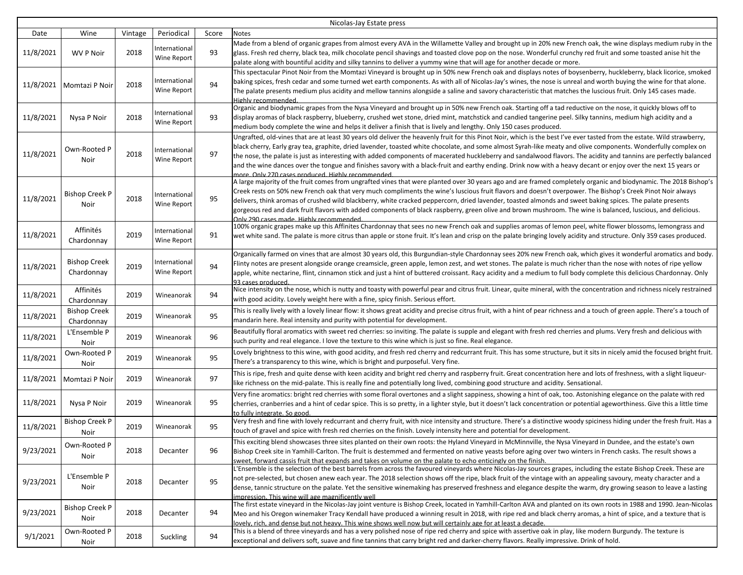| Nicolas-Jay Estate press | | | | | |
|---|---|---|---|---|---|
| Date | Wine | Vintage | Periodical | Score | Notes |
| 11/8/2021 | WV P Noir | 2018 | International Wine Report | 93 | Made from a blend of organic grapes from almost every AVA in the Willamette Valley and brought up in 20% new French oak, the wine displays medium ruby in the glass. Fresh red cherry, black tea, milk chocolate pencil shavings and toasted clove pop on the nose. Wonderful crunchy red fruit and some toasted anise hit the palate along with bountiful acidity and silky tannins to deliver a yummy wine that will age for another decade or more. |
| 11/8/2021 | Momtazi P Noir | 2018 | International Wine Report | 94 | This spectacular Pinot Noir from the Momtazi Vineyard is brought up in 50% new French oak and displays notes of boysenberry, huckleberry, black licorice, smoked baking spices, fresh cedar and some turned wet earth components. As with all of Nicolas-Jay's wines, the nose is unreal and worth buying the wine for that alone. The palate presents medium plus acidity and mellow tannins alongside a saline and savory characteristic that matches the luscious fruit. Only 145 cases made. Highly recommended. |
| 11/8/2021 | Nysa P Noir | 2018 | International Wine Report | 93 | Organic and biodynamic grapes from the Nysa Vineyard and brought up in 50% new French oak. Starting off a tad reductive on the nose, it quickly blows off to display aromas of black raspberry, blueberry, crushed wet stone, dried mint, matchstick and candied tangerine peel. Silky tannins, medium high acidity and a medium body complete the wine and helps it deliver a finish that is lively and lengthy. Only 150 cases produced. |
| 11/8/2021 | Own-Rooted P Noir | 2018 | International Wine Report | 97 | Ungrafted, old-vines that are at least 30 years old deliver the heavenly fruit for this Pinot Noir, which is the best I've ever tasted from the estate. Wild strawberry, black cherry, Early gray tea, graphite, dried lavender, toasted white chocolate, and some almost Syrah-like meaty and olive components. Wonderfully complex on the nose, the palate is just as interesting with added components of macerated huckleberry and sandalwood flavors. The acidity and tannins are perfectly balanced and the wine dances over the tongue and finishes savory with a black-fruit and earthy ending. Drink now with a heavy decant or enjoy over the next 15 years or more. Only 270 cases produced. Highly recommended. |
| 11/8/2021 | Bishop Creek P Noir | 2018 | International Wine Report | 95 | A large majority of the fruit comes from ungrafted vines that were planted over 30 years ago and are framed completely organic and biodynamic. The 2018 Bishop's Creek rests on 50% new French oak that very much compliments the wine's luscious fruit flavors and doesn't overpower. The Bishop's Creek Pinot Noir always delivers, think aromas of crushed wild blackberry, white cracked peppercorn, dried lavender, toasted almonds and sweet baking spices. The palate presents gorgeous red and dark fruit flavors with added components of black raspberry, green olive and brown mushroom. The wine is balanced, luscious, and delicious. Only 290 cases made. Highly recommended. |
| 11/8/2021 | Affinités Chardonnay | 2019 | International Wine Report | 91 | 100% organic grapes make up this Affinites Chardonnay that sees no new French oak and supplies aromas of lemon peel, white flower blossoms, lemongrass and wet white sand. The palate is more citrus than apple or stone fruit. It's lean and crisp on the palate bringing lovely acidity and structure. Only 359 cases produced. |
| 11/8/2021 | Bishop Creek Chardonnay | 2019 | International Wine Report | 94 | Organically farmed on vines that are almost 30 years old, this Burgundian-style Chardonnay sees 20% new French oak, which gives it wonderful aromatics and body. Flinty notes are present alongside orange creamsicle, green apple, lemon zest, and wet stones. The palate is much richer than the nose with notes of ripe yellow apple, white nectarine, flint, cinnamon stick and just a hint of buttered croissant. Racy acidity and a medium to full body complete this delicious Chardonnay. Only 93 cases produced. |
| 11/8/2021 | Affinités Chardonnay | 2019 | Wineanorak | 94 | Nice intensity on the nose, which is nutty and toasty with powerful pear and citrus fruit. Linear, quite mineral, with the concentration and richness nicely restrained with good acidity. Lovely weight here with a fine, spicy finish. Serious effort. |
| 11/8/2021 | Bishop Creek Chardonnay | 2019 | Wineanorak | 95 | This is really lively with a lovely linear flow: it shows great acidity and precise citrus fruit, with a hint of pear richness and a touch of green apple. There's a touch of mandarin here. Real intensity and purity with potential for development. |
| 11/8/2021 | L'Ensemble P Noir | 2019 | Wineanorak | 96 | Beautifully floral aromatics with sweet red cherries: so inviting. The palate is supple and elegant with fresh red cherries and plums. Very fresh and delicious with such purity and real elegance. I love the texture to this wine which is just so fine. Real elegance. |
| 11/8/2021 | Own-Rooted P Noir | 2019 | Wineanorak | 95 | Lovely brightness to this wine, with good acidity, and fresh red cherry and redcurrant fruit. This has some structure, but it sits in nicely amid the focused bright fruit. There's a transparency to this wine, which is bright and purposeful. Very fine. |
| 11/8/2021 | Momtazi P Noir | 2019 | Wineanorak | 97 | This is ripe, fresh and quite dense with keen acidity and bright red cherry and raspberry fruit. Great concentration here and lots of freshness, with a slight liqueur-like richness on the mid-palate. This is really fine and potentially long lived, combining good structure and acidity. Sensational. |
| 11/8/2021 | Nysa P Noir | 2019 | Wineanorak | 95 | Very fine aromatics: bright red cherries with some floral overtones and a slight sappiness, showing a hint of oak, too. Astonishing elegance on the palate with red cherries, cranberries and a hint of cedar spice. This is so pretty, in a lighter style, but it doesn't lack concentration or potential ageworthiness. Give this a little time to fully integrate. So good. |
| 11/8/2021 | Bishop Creek P Noir | 2019 | Wineanorak | 95 | Very fresh and fine with lovely redcurrant and cherry fruit, with nice intensity and structure. There's a distinctive woody spiciness hiding under the fresh fruit. Has a touch of gravel and spice with fresh red cherries on the finish. Lovely intensity here and potential for development. |
| 9/23/2021 | Own-Rooted P Noir | 2018 | Decanter | 96 | This exciting blend showcases three sites planted on their own roots: the Hyland Vineyard in McMinnville, the Nysa Vineyard in Dundee, and the estate's own Bishop Creek site in Yamhill-Carlton. The fruit is destemmed and fermented on native yeasts before aging over two winters in French casks. The result shows a sweet, forward cassis fruit that expands and takes on volume on the palate to echo enticingly on the finish. |
| 9/23/2021 | L'Ensemble P Noir | 2018 | Decanter | 95 | L'Ensemble is the selection of the best barrels from across the favoured vineyards where Nicolas-Jay sources grapes, including the estate Bishop Creek. These are not pre-selected, but chosen anew each year. The 2018 selection shows off the ripe, black fruit of the vintage with an appealing savoury, meaty character and a dense, tannic structure on the palate. Yet the sensitive winemaking has preserved freshness and elegance despite the warm, dry growing season to leave a lasting impression. This wine will age magnificently well |
| 9/23/2021 | Bishop Creek P Noir | 2018 | Decanter | 94 | The first estate vineyard in the Nicolas-Jay joint venture is Bishop Creek, located in Yamhill-Carlton AVA and planted on its own roots in 1988 and 1990. Jean-Nicolas Meo and his Oregon winemaker Tracy Kendall have produced a winning result in 2018, with ripe red and black cherry aromas, a hint of spice, and a texture that is lovely, rich, and dense but not heavy. This wine shows well now but will certainly age for at least a decade. |
| 9/1/2021 | Own-Rooted P Noir | 2018 | Suckling | 94 | This is a blend of three vineyards and has a very polished nose of ripe red cherry and spice with assertive oak in play, like modern Burgundy. The texture is exceptional and delivers soft, suave and fine tannins that carry bright red and darker-cherry flavors. Really impressive. Drink of hold. |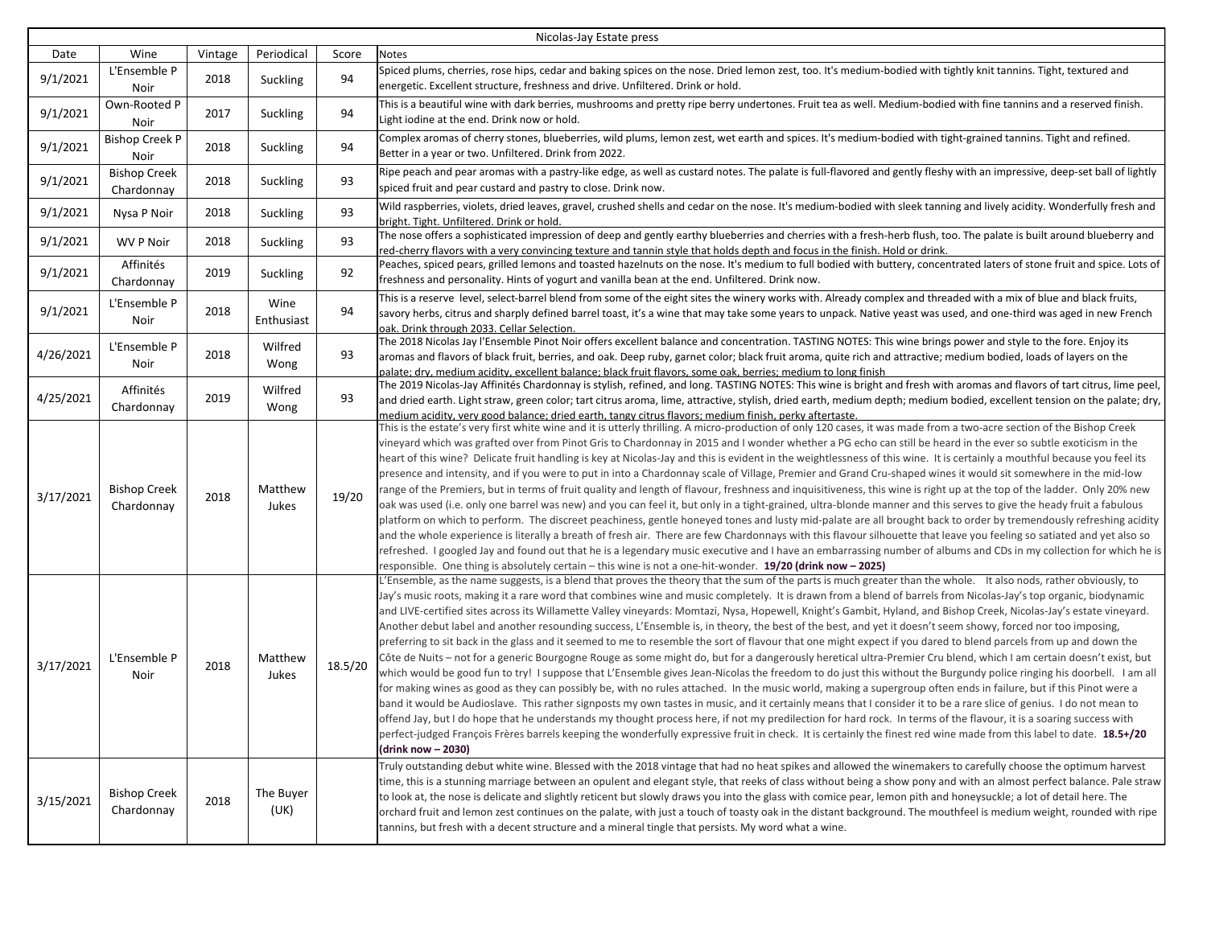| Nicolas-Jay Estate press | | | | | |
|---|---|---|---|---|---|
| Date | Wine | Vintage | Periodical | Score | Notes |
| 9/1/2021 | L'Ensemble P Noir | 2018 | Suckling | 94 | Spiced plums, cherries, rose hips, cedar and baking spices on the nose. Dried lemon zest, too. It's medium-bodied with tightly knit tannins. Tight, textured and energetic. Excellent structure, freshness and drive. Unfiltered. Drink or hold. |
| 9/1/2021 | Own-Rooted P Noir | 2017 | Suckling | 94 | This is a beautiful wine with dark berries, mushrooms and pretty ripe berry undertones. Fruit tea as well. Medium-bodied with fine tannins and a reserved finish. Light iodine at the end. Drink now or hold. |
| 9/1/2021 | Bishop Creek P Noir | 2018 | Suckling | 94 | Complex aromas of cherry stones, blueberries, wild plums, lemon zest, wet earth and spices. It's medium-bodied with tight-grained tannins. Tight and refined. Better in a year or two. Unfiltered. Drink from 2022. |
| 9/1/2021 | Bishop Creek Chardonnay | 2018 | Suckling | 93 | Ripe peach and pear aromas with a pastry-like edge, as well as custard notes. The palate is full-flavored and gently fleshy with an impressive, deep-set ball of lightly spiced fruit and pear custard and pastry to close. Drink now. |
| 9/1/2021 | Nysa P Noir | 2018 | Suckling | 93 | Wild raspberries, violets, dried leaves, gravel, crushed shells and cedar on the nose. It's medium-bodied with sleek tanning and lively acidity. Wonderfully fresh and bright. Tight. Unfiltered. Drink or hold. |
| 9/1/2021 | WV P Noir | 2018 | Suckling | 93 | The nose offers a sophisticated impression of deep and gently earthy blueberries and cherries with a fresh-herb flush, too. The palate is built around blueberry and red-cherry flavors with a very convincing texture and tannin style that holds depth and focus in the finish. Hold or drink. |
| 9/1/2021 | Affinités Chardonnay | 2019 | Suckling | 92 | Peaches, spiced pears, grilled lemons and toasted hazelnuts on the nose. It's medium to full bodied with buttery, concentrated laters of stone fruit and spice. Lots of freshness and personality. Hints of yogurt and vanilla bean at the end. Unfiltered. Drink now. |
| 9/1/2021 | L'Ensemble P Noir | 2018 | Wine Enthusiast | 94 | This is a reserve level, select-barrel blend from some of the eight sites the winery works with. Already complex and threaded with a mix of blue and black fruits, savory herbs, citrus and sharply defined barrel toast, it's a wine that may take some years to unpack. Native yeast was used, and one-third was aged in new French oak. Drink through 2033. Cellar Selection. |
| 4/26/2021 | L'Ensemble P Noir | 2018 | Wilfred Wong | 93 | The 2018 Nicolas Jay l'Ensemble Pinot Noir offers excellent balance and concentration. TASTING NOTES: This wine brings power and style to the fore. Enjoy its aromas and flavors of black fruit, berries, and oak. Deep ruby, garnet color; black fruit aroma, quite rich and attractive; medium bodied, loads of layers on the palate; dry, medium acidity, excellent balance; black fruit flavors, some oak, berries; medium to long finish |
| 4/25/2021 | Affinités Chardonnay | 2019 | Wilfred Wong | 93 | The 2019 Nicolas-Jay Affinités Chardonnay is stylish, refined, and long. TASTING NOTES: This wine is bright and fresh with aromas and flavors of tart citrus, lime peel, and dried earth. Light straw, green color; tart citrus aroma, lime, attractive, stylish, dried earth, medium depth; medium bodied, excellent tension on the palate; dry, medium acidity, very good balance; dried earth, tangy citrus flavors; medium finish, perky aftertaste. |
| 3/17/2021 | Bishop Creek Chardonnay | 2018 | Matthew Jukes | 19/20 | This is the estate's very first white wine and it is utterly thrilling. A micro-production of only 120 cases, it was made from a two-acre section of the Bishop Creek vineyard which was grafted over from Pinot Gris to Chardonnay in 2015 and I wonder whether a PG echo can still be heard in the ever so subtle exoticism in the heart of this wine? Delicate fruit handling is key at Nicolas-Jay and this is evident in the weightlessness of this wine. It is certainly a mouthful because you feel its presence and intensity, and if you were to put in into a Chardonnay scale of Village, Premier and Grand Cru-shaped wines it would sit somewhere in the mid-low range of the Premiers, but in terms of fruit quality and length of flavour, freshness and inquisitiveness, this wine is right up at the top of the ladder. Only 20% new oak was used (i.e. only one barrel was new) and you can feel it, but only in a tight-grained, ultra-blonde manner and this serves to give the heady fruit a fabulous platform on which to perform. The discreet peachiness, gentle honeyed tones and lusty mid-palate are all brought back to order by tremendously refreshing acidity and the whole experience is literally a breath of fresh air. There are few Chardonnays with this flavour silhouette that leave you feeling so satiated and yet also so refreshed. I googled Jay and found out that he is a legendary music executive and I have an embarrassing number of albums and CDs in my collection for which he is responsible. One thing is absolutely certain – this wine is not a one-hit-wonder. **19/20 (drink now – 2025)** |
| 3/17/2021 | L'Ensemble P Noir | 2018 | Matthew Jukes | 18.5/20 | L'Ensemble, as the name suggests, is a blend that proves the theory that the sum of the parts is much greater than the whole. It also nods, rather obviously, to Jay's music roots, making it a rare word that combines wine and music completely. It is drawn from a blend of barrels from Nicolas-Jay's top organic, biodynamic and LIVE-certified sites across its Willamette Valley vineyards: Momtazi, Nysa, Hopewell, Knight's Gambit, Hyland, and Bishop Creek, Nicolas-Jay's estate vineyard. Another debut label and another resounding success, L'Ensemble is, in theory, the best of the best, and yet it doesn't seem showy, forced nor too imposing, preferring to sit back in the glass and it seemed to me to resemble the sort of flavour that one might expect if you dared to blend parcels from up and down the Côte de Nuits – not for a generic Bourgogne Rouge as some might do, but for a dangerously heretical ultra-Premier Cru blend, which I am certain doesn't exist, but which would be good fun to try! I suppose that L'Ensemble gives Jean-Nicolas the freedom to do just this without the Burgundy police ringing his doorbell. I am all for making wines as good as they can possibly be, with no rules attached. In the music world, making a supergroup often ends in failure, but if this Pinot were a band it would be Audioslave. This rather signposts my own tastes in music, and it certainly means that I consider it to be a rare slice of genius. I do not mean to offend Jay, but I do hope that he understands my thought process here, if not my predilection for hard rock. In terms of the flavour, it is a soaring success with perfect-judged François Frères barrels keeping the wonderfully expressive fruit in check. It is certainly the finest red wine made from this label to date. **18.5+/20 (drink now – 2030)** |
| 3/15/2021 | Bishop Creek Chardonnay | 2018 | The Buyer (UK) | | Truly outstanding debut white wine. Blessed with the 2018 vintage that had no heat spikes and allowed the winemakers to carefully choose the optimum harvest time, this is a stunning marriage between an opulent and elegant style, that reeks of class without being a show pony and with an almost perfect balance. Pale straw to look at, the nose is delicate and slightly reticent but slowly draws you into the glass with comice pear, lemon pith and honeysuckle; a lot of detail here. The orchard fruit and lemon zest continues on the palate, with just a touch of toasty oak in the distant background. The mouthfeel is medium weight, rounded with ripe tannins, but fresh with a decent structure and a mineral tingle that persists. My word what a wine. |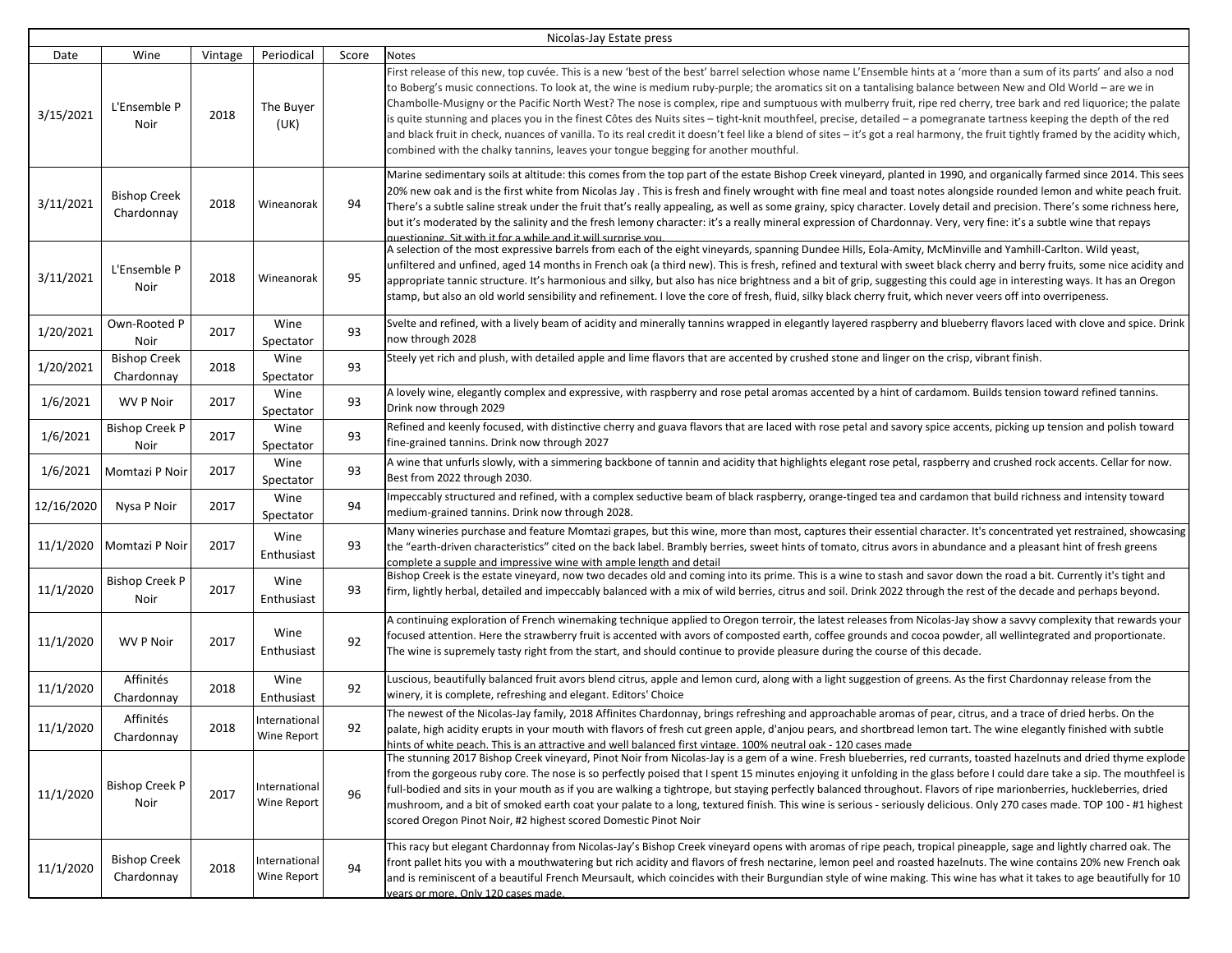| Nicolas-Jay Estate press | | | | | |
|---|---|---|---|---|---|
| Date | Wine | Vintage | Periodical | Score | Notes |
| 3/15/2021 | L'Ensemble P Noir | 2018 | The Buyer (UK) | | First release of this new, top cuvée. This is a new 'best of the best' barrel selection whose name L'Ensemble hints at a 'more than a sum of its parts' and also a nod to Boberg's music connections. To look at, the wine is medium ruby-purple; the aromatics sit on a tantalising balance between New and Old World – are we in Chambolle-Musigny or the Pacific North West? The nose is complex, ripe and sumptuous with mulberry fruit, ripe red cherry, tree bark and red liquorice; the palate is quite stunning and places you in the finest Côtes des Nuits sites – tight-knit mouthfeel, precise, detailed – a pomegranate tartness keeping the depth of the red and black fruit in check, nuances of vanilla. To its real credit it doesn't feel like a blend of sites – it's got a real harmony, the fruit tightly framed by the acidity which, combined with the chalky tannins, leaves your tongue begging for another mouthful. |
| 3/11/2021 | Bishop Creek Chardonnay | 2018 | Wineanorak | 94 | Marine sedimentary soils at altitude: this comes from the top part of the estate Bishop Creek vineyard, planted in 1990, and organically farmed since 2014. This sees 20% new oak and is the first white from Nicolas Jay . This is fresh and finely wrought with fine meal and toast notes alongside rounded lemon and white peach fruit. There's a subtle saline streak under the fruit that's really appealing, as well as some grainy, spicy character. Lovely detail and precision. There's some richness here, but it's moderated by the salinity and the fresh lemony character: it's a really mineral expression of Chardonnay. Very, very fine: it's a subtle wine that repays questioning. Sit with it for a while and it will surprise you. |
| 3/11/2021 | L'Ensemble P Noir | 2018 | Wineanorak | 95 | A selection of the most expressive barrels from each of the eight vineyards, spanning Dundee Hills, Eola-Amity, McMinville and Yamhill-Carlton. Wild yeast, unfiltered and unfined, aged 14 months in French oak (a third new). This is fresh, refined and textural with sweet black cherry and berry fruits, some nice acidity and appropriate tannic structure. It's harmonious and silky, but also has nice brightness and a bit of grip, suggesting this could age in interesting ways. It has an Oregon stamp, but also an old world sensibility and refinement. I love the core of fresh, fluid, silky black cherry fruit, which never veers off into overripeness. |
| 1/20/2021 | Own-Rooted P Noir | 2017 | Wine Spectator | 93 | Svelte and refined, with a lively beam of acidity and minerally tannins wrapped in elegantly layered raspberry and blueberry flavors laced with clove and spice. Drink now through 2028 |
| 1/20/2021 | Bishop Creek Chardonnay | 2018 | Wine Spectator | 93 | Steely yet rich and plush, with detailed apple and lime flavors that are accented by crushed stone and linger on the crisp, vibrant finish. |
| 1/6/2021 | WV P Noir | 2017 | Wine Spectator | 93 | A lovely wine, elegantly complex and expressive, with raspberry and rose petal aromas accented by a hint of cardamom. Builds tension toward refined tannins. Drink now through 2029 |
| 1/6/2021 | Bishop Creek P Noir | 2017 | Wine Spectator | 93 | Refined and keenly focused, with distinctive cherry and guava flavors that are laced with rose petal and savory spice accents, picking up tension and polish toward fine-grained tannins. Drink now through 2027 |
| 1/6/2021 | Momtazi P Noir | 2017 | Wine Spectator | 93 | A wine that unfurls slowly, with a simmering backbone of tannin and acidity that highlights elegant rose petal, raspberry and crushed rock accents. Cellar for now. Best from 2022 through 2030. |
| 12/16/2020 | Nysa P Noir | 2017 | Wine Spectator | 94 | Impeccably structured and refined, with a complex seductive beam of black raspberry, orange-tinged tea and cardamon that build richness and intensity toward medium-grained tannins. Drink now through 2028. |
| 11/1/2020 | Momtazi P Noir | 2017 | Wine Enthusiast | 93 | Many wineries purchase and feature Momtazi grapes, but this wine, more than most, captures their essential character. It's concentrated yet restrained, showcasing the "earth-driven characteristics" cited on the back label. Brambly berries, sweet hints of tomato, citrus avors in abundance and a pleasant hint of fresh greens complete a supple and impressive wine with ample length and detail |
| 11/1/2020 | Bishop Creek P Noir | 2017 | Wine Enthusiast | 93 | Bishop Creek is the estate vineyard, now two decades old and coming into its prime. This is a wine to stash and savor down the road a bit. Currently it's tight and firm, lightly herbal, detailed and impeccably balanced with a mix of wild berries, citrus and soil. Drink 2022 through the rest of the decade and perhaps beyond. |
| 11/1/2020 | WV P Noir | 2017 | Wine Enthusiast | 92 | A continuing exploration of French winemaking technique applied to Oregon terroir, the latest releases from Nicolas-Jay show a savvy complexity that rewards your focused attention. Here the strawberry fruit is accented with avors of composted earth, coffee grounds and cocoa powder, all wellintegrated and proportionate. The wine is supremely tasty right from the start, and should continue to provide pleasure during the course of this decade. |
| 11/1/2020 | Affinités Chardonnay | 2018 | Wine Enthusiast | 92 | Luscious, beautifully balanced fruit avors blend citrus, apple and lemon curd, along with a light suggestion of greens. As the first Chardonnay release from the winery, it is complete, refreshing and elegant. Editors' Choice |
| 11/1/2020 | Affinités Chardonnay | 2018 | International Wine Report | 92 | The newest of the Nicolas-Jay family, 2018 Affinites Chardonnay, brings refreshing and approachable aromas of pear, citrus, and a trace of dried herbs. On the palate, high acidity erupts in your mouth with flavors of fresh cut green apple, d'anjou pears, and shortbread lemon tart. The wine elegantly finished with subtle hints of white peach. This is an attractive and well balanced first vintage. 100% neutral oak - 120 cases made |
| 11/1/2020 | Bishop Creek P Noir | 2017 | International Wine Report | 96 | The stunning 2017 Bishop Creek vineyard, Pinot Noir from Nicolas-Jay is a gem of a wine. Fresh blueberries, red currants, toasted hazelnuts and dried thyme explode from the gorgeous ruby core. The nose is so perfectly poised that I spent 15 minutes enjoying it unfolding in the glass before I could dare take a sip. The mouthfeel is full-bodied and sits in your mouth as if you are walking a tightrope, but staying perfectly balanced throughout. Flavors of ripe marionberries, huckleberries, dried mushroom, and a bit of smoked earth coat your palate to a long, textured finish. This wine is serious - seriously delicious. Only 270 cases made. TOP 100 - #1 highest scored Oregon Pinot Noir, #2 highest scored Domestic Pinot Noir |
| 11/1/2020 | Bishop Creek Chardonnay | 2018 | International Wine Report | 94 | This racy but elegant Chardonnay from Nicolas-Jay's Bishop Creek vineyard opens with aromas of ripe peach, tropical pineapple, sage and lightly charred oak. The front pallet hits you with a mouthwatering but rich acidity and flavors of fresh nectarine, lemon peel and roasted hazelnuts. The wine contains 20% new French oak and is reminiscent of a beautiful French Meursault, which coincides with their Burgundian style of wine making. This wine has what it takes to age beautifully for 10 years or more. Only 120 cases made. |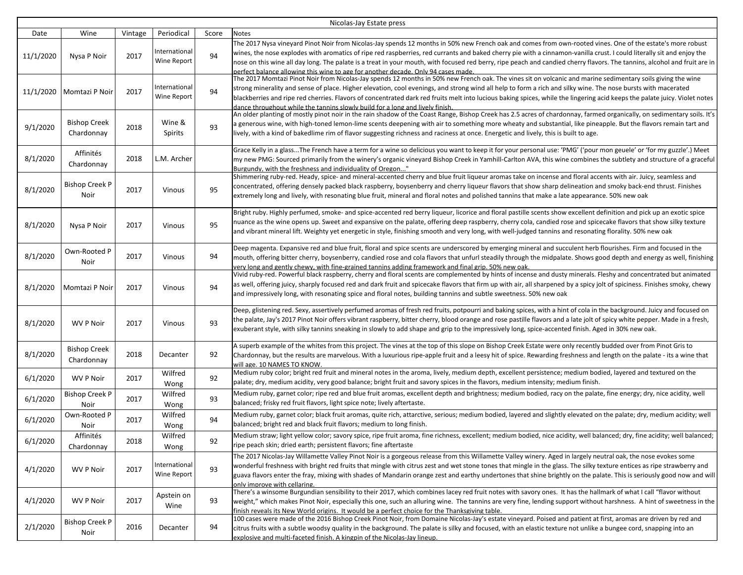| Nicolas-Jay Estate press | | | | | |
|---|---|---|---|---|---|
| Date | Wine | Vintage | Periodical | Score | Notes |
| 11/1/2020 | Nysa P Noir | 2017 | International Wine Report | 94 | The 2017 Nysa vineyard Pinot Noir from Nicolas-Jay spends 12 months in 50% new French oak and comes from own-rooted vines. One of the estate's more robust wines, the nose explodes with aromatics of ripe red raspberries, red currants and baked cherry pie with a cinnamon-vanilla crust. I could literally sit and enjoy the nose on this wine all day long. The palate is a treat in your mouth, with focused red berry, ripe peach and candied cherry flavors. The tannins, alcohol and fruit are in perfect balance allowing this wine to age for another decade. Only 94 cases made. |
| 11/1/2020 | Momtazi P Noir | 2017 | International Wine Report | 94 | The 2017 Momtazi Pinot Noir from Nicolas-Jay spends 12 months in 50% new French oak. The vines sit on volcanic and marine sedimentary soils giving the wine strong minerality and sense of place. Higher elevation, cool evenings, and strong wind all help to form a rich and silky wine. The nose bursts with macerated blackberries and ripe red cherries. Flavors of concentrated dark red fruits melt into lucious baking spices, while the lingering acid keeps the palate juicy. Violet notes dance throughout while the tannins slowly build for a long and lively finish. |
| 9/1/2020 | Bishop Creek Chardonnay | 2018 | Wine & Spirits | 93 | An older planting of mostly pinot noir in the rain shadow of the Coast Range, Bishop Creek has 2.5 acres of chardonnay, farmed organically, on sedimentary soils. It's a generous wine, with high-toned lemon-lime scents deepening with air to something more wheaty and substantial, like pineapple. But the flavors remain tart and lively, with a kind of bakedlime rim of flavor suggesting richness and raciness at once. Energetic and lively, this is built to age. |
| 8/1/2020 | Affinités Chardonnay | 2018 | L.M. Archer | | Grace Kelly in a glass...The French have a term for a wine so delicious you want to keep it for your personal use: 'PMG' ('pour mon geuele' or 'for my guzzle'.) Meet my new PMG: Sourced primarily from the winery's organic vineyard Bishop Creek in Yamhill-Carlton AVA, this wine combines the subtlety and structure of a graceful Burgundy, with the freshness and individuality of Oregon..." |
| 8/1/2020 | Bishop Creek P Noir | 2017 | Vinous | 95 | Shimmering ruby-red. Heady, spice- and mineral-accented cherry and blue fruit liqueur aromas take on incense and floral accents with air. Juicy, seamless and concentrated, offering densely packed black raspberry, boysenberry and cherry liqueur flavors that show sharp delineation and smoky back-end thrust. Finishes extremely long and lively, with resonating blue fruit, mineral and floral notes and polished tannins that make a late appearance. 50% new oak |
| 8/1/2020 | Nysa P Noir | 2017 | Vinous | 95 | Bright ruby. Highly perfumed, smoke- and spice-accented red berry liqueur, licorice and floral pastille scents show excellent definition and pick up an exotic spice nuance as the wine opens up. Sweet and expansive on the palate, offering deep raspberry, cherry cola, candied rose and spicecake flavors that show silky texture and vibrant mineral lift. Weighty yet energetic in style, finishing smooth and very long, with well-judged tannins and resonating florality. 50% new oak |
| 8/1/2020 | Own-Rooted P Noir | 2017 | Vinous | 94 | Deep magenta. Expansive red and blue fruit, floral and spice scents are underscored by emerging mineral and succulent herb flourishes. Firm and focused in the mouth, offering bitter cherry, boysenberry, candied rose and cola flavors that unfurl steadily through the midpalate. Shows good depth and energy as well, finishing very long and gently chewy, with fine-grained tannins adding framework and final grip. 50% new oak. |
| 8/1/2020 | Momtazi P Noir | 2017 | Vinous | 94 | Vivid ruby-red. Powerful black raspberry, cherry and floral scents are complemented by hints of incense and dusty minerals. Fleshy and concentrated but animated as well, offering juicy, sharply focused red and dark fruit and spicecake flavors that firm up with air, all sharpened by a spicy jolt of spiciness. Finishes smoky, chewy and impressively long, with resonating spice and floral notes, building tannins and subtle sweetness. 50% new oak |
| 8/1/2020 | WV P Noir | 2017 | Vinous | 93 | Deep, glistening red. Sexy, assertively perfumed aromas of fresh red fruits, potpourri and baking spices, with a hint of cola in the background. Juicy and focused on the palate, Jay's 2017 Pinot Noir offers vibrant raspberry, bitter cherry, blood orange and rose pastille flavors and a late jolt of spicy white pepper. Made in a fresh, exuberant style, with silky tannins sneaking in slowly to add shape and grip to the impressively long, spice-accented finish. Aged in 30% new oak. |
| 8/1/2020 | Bishop Creek Chardonnay | 2018 | Decanter | 92 | A superb example of the whites from this project. The vines at the top of this slope on Bishop Creek Estate were only recently budded over from Pinot Gris to Chardonnay, but the results are marvelous. With a luxurious ripe-apple fruit and a leesy hit of spice. Rewarding freshness and length on the palate - its a wine that will age. 10 NAMES TO KNOW. |
| 6/1/2020 | WV P Noir | 2017 | Wilfred Wong | 92 | Medium ruby color; bright red fruit and mineral notes in the aroma, lively, medium depth, excellent persistence; medium bodied, layered and textured on the palate; dry, medium acidity, very good balance; bright fruit and savory spices in the flavors, medium intensity; medium finish. |
| 6/1/2020 | Bishop Creek P Noir | 2017 | Wilfred Wong | 93 | Medium ruby, garnet color; ripe red and blue fruit aromas, excellent depth and brightness; medium bodied, racy on the palate, fine energy; dry, nice acidity, well balanced; frisky red fruit flavors, light spice note; lively aftertaste. |
| 6/1/2020 | Own-Rooted P Noir | 2017 | Wilfred Wong | 94 | Medium ruby, garnet color; black fruit aromas, quite rich, attarctive, serious; medium bodied, layered and slightly elevated on the palate; dry, medium acidity; well balanced; bright red and black fruit flavors; medium to long finish. |
| 6/1/2020 | Affinités Chardonnay | 2018 | Wilfred Wong | 92 | Medium straw; light yellow color; savory spice, ripe fruit aroma, fine richness, excellent; medium bodied, nice acidity, well balanced; dry, fine acidity; well balanced; ripe peach skin; dried earth; persistent flavors; fine aftertaste |
| 4/1/2020 | WV P Noir | 2017 | International Wine Report | 93 | The 2017 Nicolas-Jay Willamette Valley Pinot Noir is a gorgeous release from this Willamette Valley winery. Aged in largely neutral oak, the nose evokes some wonderful freshness with bright red fruits that mingle with citrus zest and wet stone tones that mingle in the glass. The silky texture entices as ripe strawberry and guava flavors enter the fray, mixing with shades of Mandarin orange zest and earthy undertones that shine brightly on the palate. This is seriously good now and will only improve with cellaring. |
| 4/1/2020 | WV P Noir | 2017 | Apstein on Wine | 93 | There's a winsome Burgundian sensibility to their 2017, which combines lacey red fruit notes with savory ones. It has the hallmark of what I call "flavor without weight," which makes Pinot Noir, especially this one, such an alluring wine. The tannins are very fine, lending support without harshness. A hint of sweetness in the finish reveals its New World origins. It would be a perfect choice for the Thanksgiving table. |
| 2/1/2020 | Bishop Creek P Noir | 2016 | Decanter | 94 | 100 cases were made of the 2016 Bishop Creek Pinot Noir, from Domaine Nicolas-Jay's estate vineyard. Poised and patient at first, aromas are driven by red and citrus fruits with a subtle woodsy quality in the background. The palate is silky and focused, with an elastic texture not unlike a bungee cord, snapping into an explosive and multi-faceted finish. A kingpin of the Nicolas-Jay lineup. |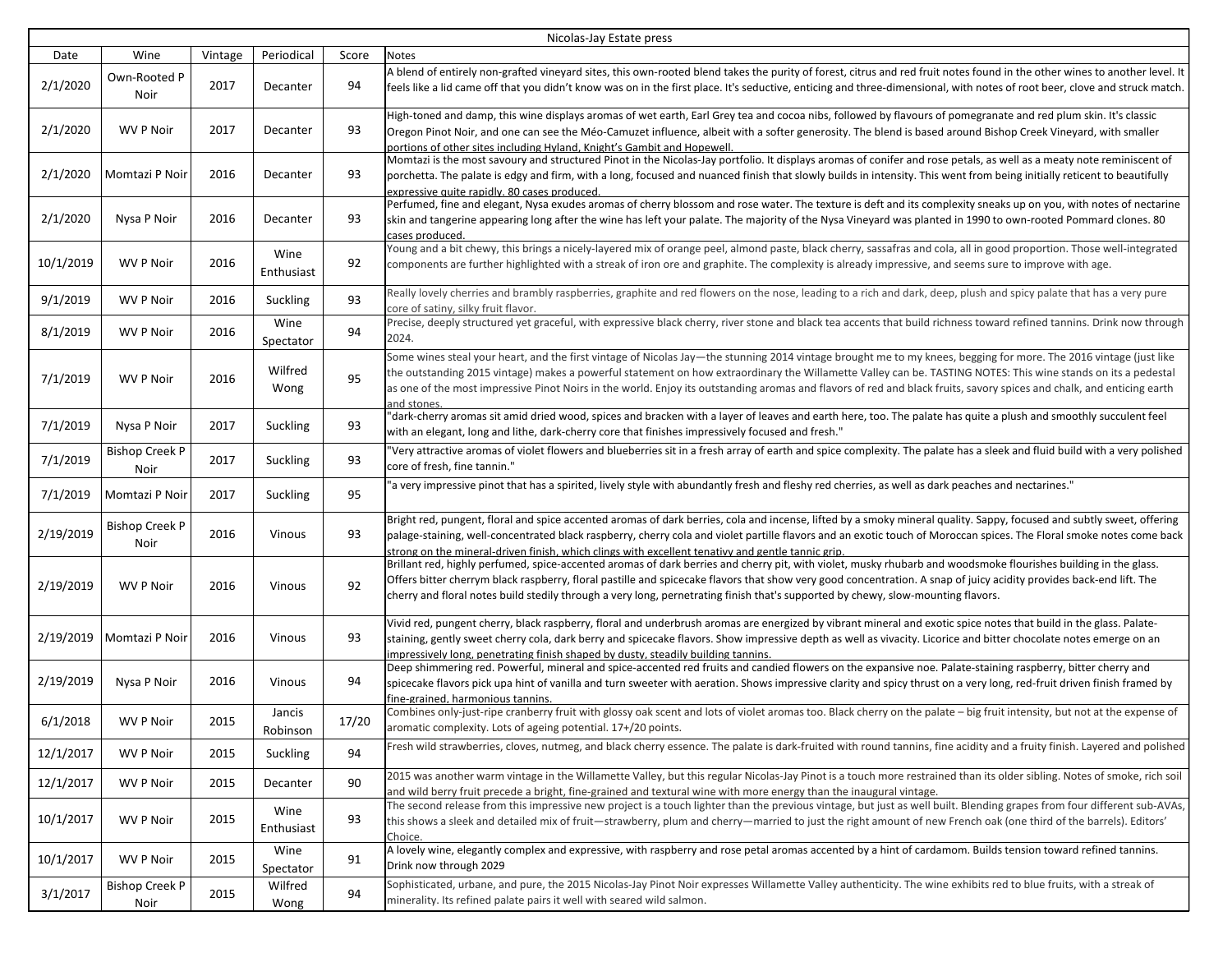| Nicolas-Jay Estate press | | | | | |
|---|---|---|---|---|---|
| Date | Wine | Vintage | Periodical | Score | Notes |
| 2/1/2020 | Own-Rooted P Noir | 2017 | Decanter | 94 | A blend of entirely non-grafted vineyard sites, this own-rooted blend takes the purity of forest, citrus and red fruit notes found in the other wines to another level. It feels like a lid came off that you didn't know was on in the first place. It's seductive, enticing and three-dimensional, with notes of root beer, clove and struck match. |
| 2/1/2020 | WV P Noir | 2017 | Decanter | 93 | High-toned and damp, this wine displays aromas of wet earth, Earl Grey tea and cocoa nibs, followed by flavours of pomegranate and red plum skin. It's classic Oregon Pinot Noir, and one can see the Méo-Camuzet influence, albeit with a softer generosity. The blend is based around Bishop Creek Vineyard, with smaller portions of other sites including Hyland, Knight's Gambit and Hopewell. |
| 2/1/2020 | Momtazi P Noir | 2016 | Decanter | 93 | Momtazi is the most savoury and structured Pinot in the Nicolas-Jay portfolio. It displays aromas of conifer and rose petals, as well as a meaty note reminiscent of porchetta. The palate is edgy and firm, with a long, focused and nuanced finish that slowly builds in intensity. This went from being initially reticent to beautifully expressive quite rapidly. 80 cases produced. |
| 2/1/2020 | Nysa P Noir | 2016 | Decanter | 93 | Perfumed, fine and elegant, Nysa exudes aromas of cherry blossom and rose water. The texture is deft and its complexity sneaks up on you, with notes of nectarine skin and tangerine appearing long after the wine has left your palate. The majority of the Nysa Vineyard was planted in 1990 to own-rooted Pommard clones. 80 cases produced. |
| 10/1/2019 | WV P Noir | 2016 | Wine Enthusiast | 92 | Young and a bit chewy, this brings a nicely-layered mix of orange peel, almond paste, black cherry, sassafras and cola, all in good proportion. Those well-integrated components are further highlighted with a streak of iron ore and graphite. The complexity is already impressive, and seems sure to improve with age. |
| 9/1/2019 | WV P Noir | 2016 | Suckling | 93 | Really lovely cherries and brambly raspberries, graphite and red flowers on the nose, leading to a rich and dark, deep, plush and spicy palate that has a very pure core of satiny, silky fruit flavor. |
| 8/1/2019 | WV P Noir | 2016 | Wine Spectator | 94 | Precise, deeply structured yet graceful, with expressive black cherry, river stone and black tea accents that build richness toward refined tannins. Drink now through 2024. |
| 7/1/2019 | WV P Noir | 2016 | Wilfred Wong | 95 | Some wines steal your heart, and the first vintage of Nicolas Jay—the stunning 2014 vintage brought me to my knees, begging for more. The 2016 vintage (just like the outstanding 2015 vintage) makes a powerful statement on how extraordinary the Willamette Valley can be. TASTING NOTES: This wine stands on its a pedestal as one of the most impressive Pinot Noirs in the world. Enjoy its outstanding aromas and flavors of red and black fruits, savory spices and chalk, and enticing earth and stones. |
| 7/1/2019 | Nysa P Noir | 2017 | Suckling | 93 | "dark-cherry aromas sit amid dried wood, spices and bracken with a layer of leaves and earth here, too. The palate has quite a plush and smoothly succulent feel with an elegant, long and lithe, dark-cherry core that finishes impressively focused and fresh." |
| 7/1/2019 | Bishop Creek P Noir | 2017 | Suckling | 93 | "Very attractive aromas of violet flowers and blueberries sit in a fresh array of earth and spice complexity. The palate has a sleek and fluid build with a very polished core of fresh, fine tannin." |
| 7/1/2019 | Momtazi P Noir | 2017 | Suckling | 95 | "a very impressive pinot that has a spirited, lively style with abundantly fresh and fleshy red cherries, as well as dark peaches and nectarines." |
| 2/19/2019 | Bishop Creek P Noir | 2016 | Vinous | 93 | Bright red, pungent, floral and spice accented aromas of dark berries, cola and incense, lifted by a smoky mineral quality. Sappy, focused and subtly sweet, offering palage-staining, well-concentrated black raspberry, cherry cola and violet partille flavors and an exotic touch of Moroccan spices. The Floral smoke notes come back strong on the mineral-driven finish, which clings with excellent tenativy and gentle tannic grip. |
| 2/19/2019 | WV P Noir | 2016 | Vinous | 92 | Brillant red, highly perfumed, spice-accented aromas of dark berries and cherry pit, with violet, musky rhubarb and woodsmoke flourishes building in the glass. Offers bitter cherrym black raspberry, floral pastille and spicecake flavors that show very good concentration. A snap of juicy acidity provides back-end lift. The cherry and floral notes build stedily through a very long, perenetrating finish that's supported by chewy, slow-mounting flavors. |
| 2/19/2019 | Momtazi P Noir | 2016 | Vinous | 93 | Vivid red, pungent cherry, black raspberry, floral and underbrush aromas are energized by vibrant mineral and exotic spice notes that build in the glass. Palate-staining, gently sweet cherry cola, dark berry and spicecake flavors. Show impressive depth as well as vivacity. Licorice and bitter chocolate notes emerge on an impressively long, penetrating finish shaped by dusty, steadily building tannins. |
| 2/19/2019 | Nysa P Noir | 2016 | Vinous | 94 | Deep shimmering red. Powerful, mineral and spice-accented red fruits and candied flowers on the expansive noe. Palate-staining raspberry, bitter cherry and spicecake flavors pick upa hint of vanilla and turn sweeter with aeration. Shows impressive clarity and spicy thrust on a very long, red-fruit driven finish framed by fine-grained, harmonious tannins. |
| 6/1/2018 | WV P Noir | 2015 | Jancis Robinson | 17/20 | Combines only-just-ripe cranberry fruit with glossy oak scent and lots of violet aromas too. Black cherry on the palate – big fruit intensity, but not at the expense of aromatic complexity. Lots of ageing potential. 17+/20 points. |
| 12/1/2017 | WV P Noir | 2015 | Suckling | 94 | Fresh wild strawberries, cloves, nutmeg, and black cherry essence. The palate is dark-fruited with round tannins, fine acidity and a fruity finish. Layered and polished |
| 12/1/2017 | WV P Noir | 2015 | Decanter | 90 | 2015 was another warm vintage in the Willamette Valley, but this regular Nicolas-Jay Pinot is a touch more restrained than its older sibling. Notes of smoke, rich soil and wild berry fruit precede a bright, fine-grained and textural wine with more energy than the inaugural vintage. |
| 10/1/2017 | WV P Noir | 2015 | Wine Enthusiast | 93 | The second release from this impressive new project is a touch lighter than the previous vintage, but just as well built. Blending grapes from four different sub-AVAs, this shows a sleek and detailed mix of fruit—strawberry, plum and cherry—married to just the right amount of new French oak (one third of the barrels). Editors' Choice. |
| 10/1/2017 | WV P Noir | 2015 | Wine Spectator | 91 | A lovely wine, elegantly complex and expressive, with raspberry and rose petal aromas accented by a hint of cardamom. Builds tension toward refined tannins. Drink now through 2029 |
| 3/1/2017 | Bishop Creek P Noir | 2015 | Wilfred Wong | 94 | Sophisticated, urbane, and pure, the 2015 Nicolas-Jay Pinot Noir expresses Willamette Valley authenticity. The wine exhibits red to blue fruits, with a streak of minerality. Its refined palate pairs it well with seared wild salmon. |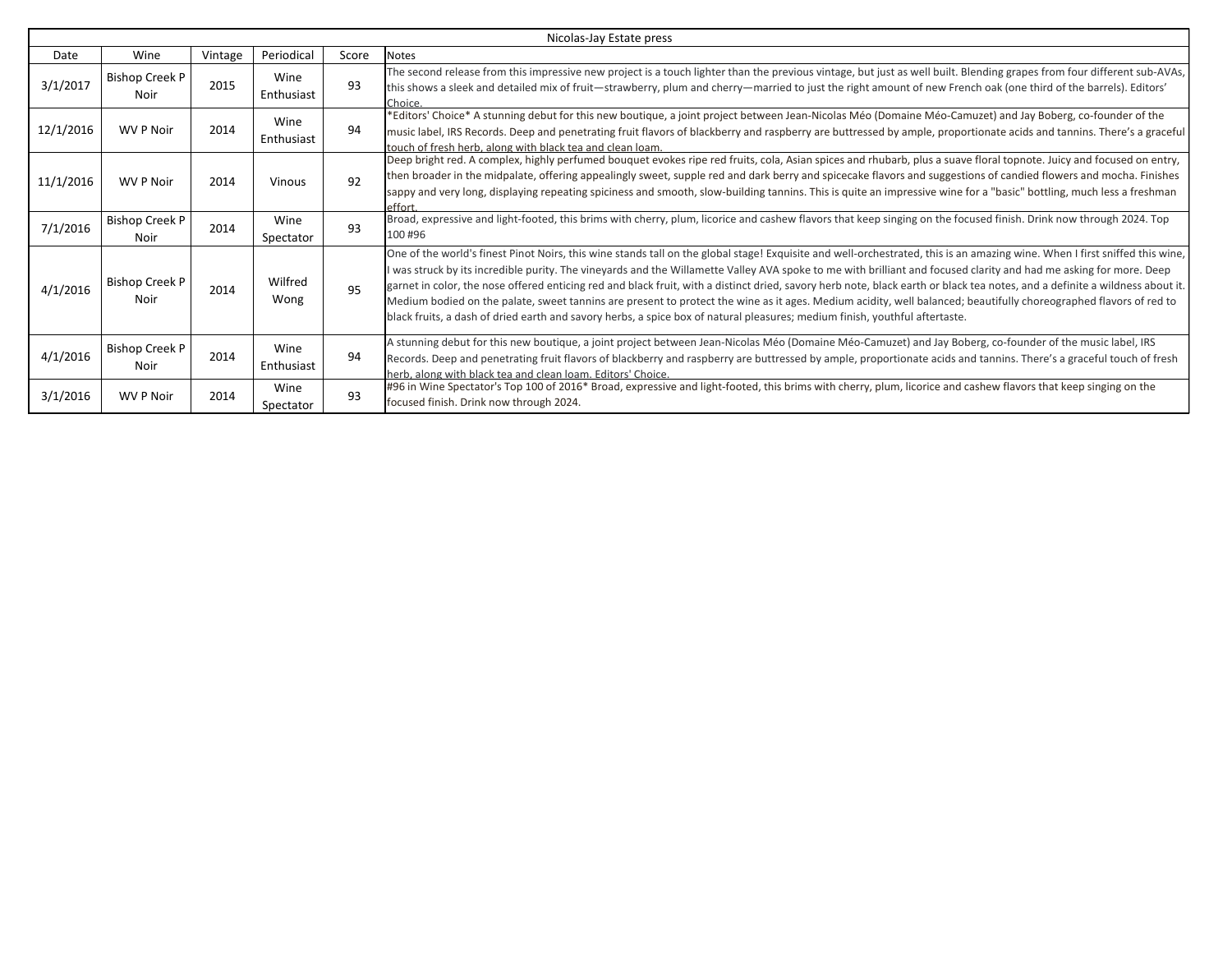| Nicolas-Jay Estate press | | | | | |
|---|---|---|---|---|---|
| Date | Wine | Vintage | Periodical | Score | Notes |
| 3/1/2017 | Bishop Creek P Noir | 2015 | Wine Enthusiast | 93 | The second release from this impressive new project is a touch lighter than the previous vintage, but just as well built. Blending grapes from four different sub-AVAs, this shows a sleek and detailed mix of fruit—strawberry, plum and cherry—married to just the right amount of new French oak (one third of the barrels). Editors' Choice. |
| 12/1/2016 | WV P Noir | 2014 | Wine Enthusiast | 94 | *Editors' Choice* A stunning debut for this new boutique, a joint project between Jean-Nicolas Méo (Domaine Méo-Camuzet) and Jay Boberg, co-founder of the music label, IRS Records. Deep and penetrating fruit flavors of blackberry and raspberry are buttressed by ample, proportionate acids and tannins. There's a graceful touch of fresh herb, along with black tea and clean loam. |
| 11/1/2016 | WV P Noir | 2014 | Vinous | 92 | Deep bright red. A complex, highly perfumed bouquet evokes ripe red fruits, cola, Asian spices and rhubarb, plus a suave floral topnote. Juicy and focused on entry, then broader in the midpalate, offering appealingly sweet, supple red and dark berry and spicecake flavors and suggestions of candied flowers and mocha. Finishes sappy and very long, displaying repeating spiciness and smooth, slow-building tannins. This is quite an impressive wine for a "basic" bottling, much less a freshman effort. |
| 7/1/2016 | Bishop Creek P Noir | 2014 | Wine Spectator | 93 | Broad, expressive and light-footed, this brims with cherry, plum, licorice and cashew flavors that keep singing on the focused finish. Drink now through 2024. Top 100 #96 |
| 4/1/2016 | Bishop Creek P Noir | 2014 | Wilfred Wong | 95 | One of the world's finest Pinot Noirs, this wine stands tall on the global stage! Exquisite and well-orchestrated, this is an amazing wine. When I first sniffed this wine, I was struck by its incredible purity. The vineyards and the Willamette Valley AVA spoke to me with brilliant and focused clarity and had me asking for more. Deep garnet in color, the nose offered enticing red and black fruit, with a distinct dried, savory herb note, black earth or black tea notes, and a definite a wildness about it. Medium bodied on the palate, sweet tannins are present to protect the wine as it ages. Medium acidity, well balanced; beautifully choreographed flavors of red to black fruits, a dash of dried earth and savory herbs, a spice box of natural pleasures; medium finish, youthful aftertaste. |
| 4/1/2016 | Bishop Creek P Noir | 2014 | Wine Enthusiast | 94 | A stunning debut for this new boutique, a joint project between Jean-Nicolas Méo (Domaine Méo-Camuzet) and Jay Boberg, co-founder of the music label, IRS Records. Deep and penetrating fruit flavors of blackberry and raspberry are buttressed by ample, proportionate acids and tannins. There's a graceful touch of fresh herb, along with black tea and clean loam. Editors' Choice. |
| 3/1/2016 | WV P Noir | 2014 | Wine Spectator | 93 | #96 in Wine Spectator's Top 100 of 2016* Broad, expressive and light-footed, this brims with cherry, plum, licorice and cashew flavors that keep singing on the focused finish. Drink now through 2024. |